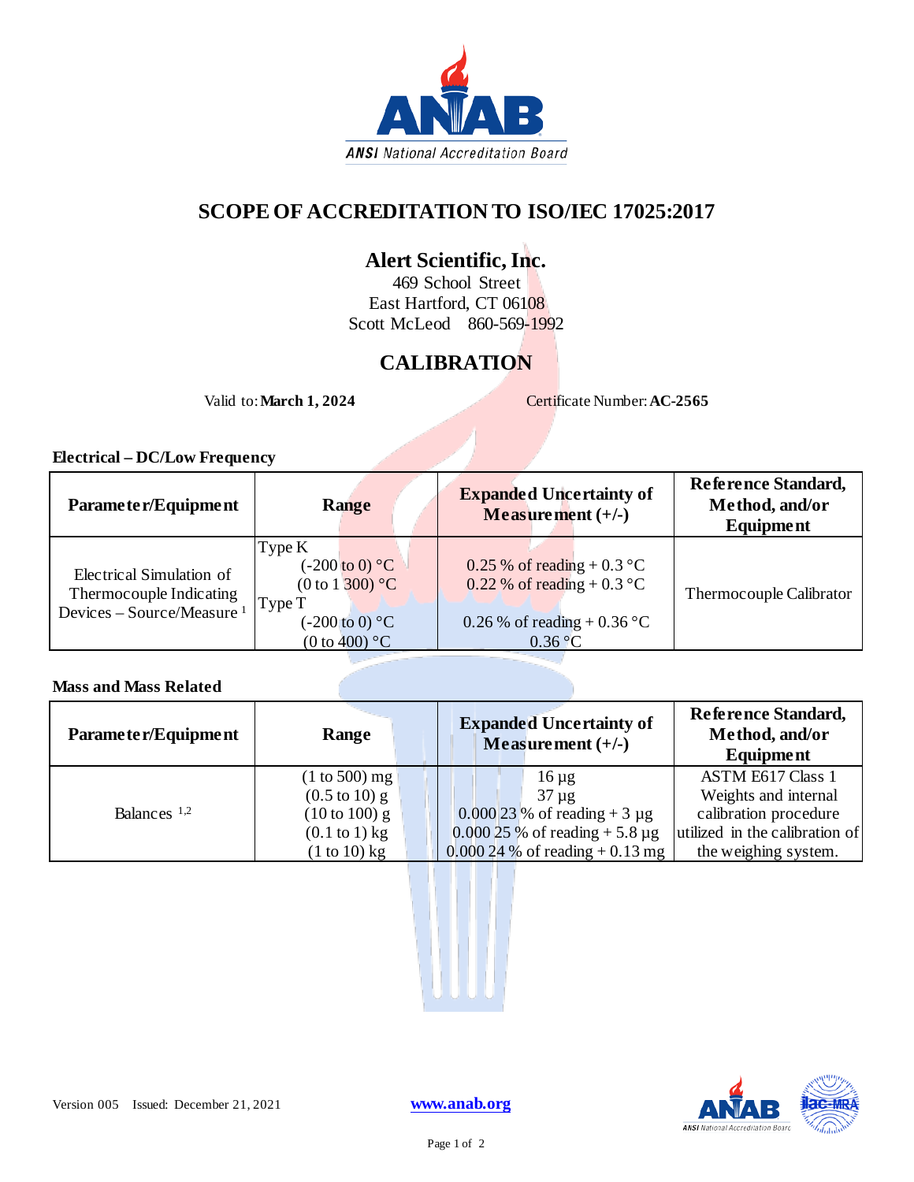# SCOPE OF ACCREDITATION TO ISO/IEC 17025:2017

## Alert Scientific, Inc.

469 School Street
East Hartford, CT 06108
Scott McLeod 860-569-1992

## CALIBRATION

Valid to: **March 1, 2024** Certificate Number: **AC-2565**

### Electrical – DC/Low Frequency

| Parameter/Equipment | Range | Expanded Uncertainty of Measurement (+/-) | Reference Standard, Method, and/or Equipment |
|---|---|---|---|
| Electrical Simulation of Thermocouple Indicating Devices – Source/Measure [1] | Type K<br>(-200 to 0) °C<br>(0 to 1 300) °C<br>Type T<br>(-200 to 0) °C<br>(0 to 400) °C | <br>0.25 % of reading + 0.3 °C<br>0.22 % of reading + 0.3 °C<br><br>0.26 % of reading + 0.36 °C<br>0.36 °C | Thermocouple Calibrator |

### Mass and Mass Related

| Parameter/Equipment | Range | Expanded Uncertainty of Measurement (+/-) | Reference Standard, Method, and/or Equipment |
|---|---|---|---|
| Balances [1,2] | (1 to 500) mg<br>(0.5 to 10) g<br>(10 to 100) g<br>(0.1 to 1) kg<br>(1 to 10) kg | 16 µg<br>37 µg<br>0.000 23 % of reading + 3 µg<br>0.000 25 % of reading + 5.8 µg<br>0.000 24 % of reading + 0.13 mg | ASTM E617 Class 1 Weights and internal calibration procedure utilized in the calibration of the weighing system. |

Version 005 Issued: December 21, 2021

www.anab.org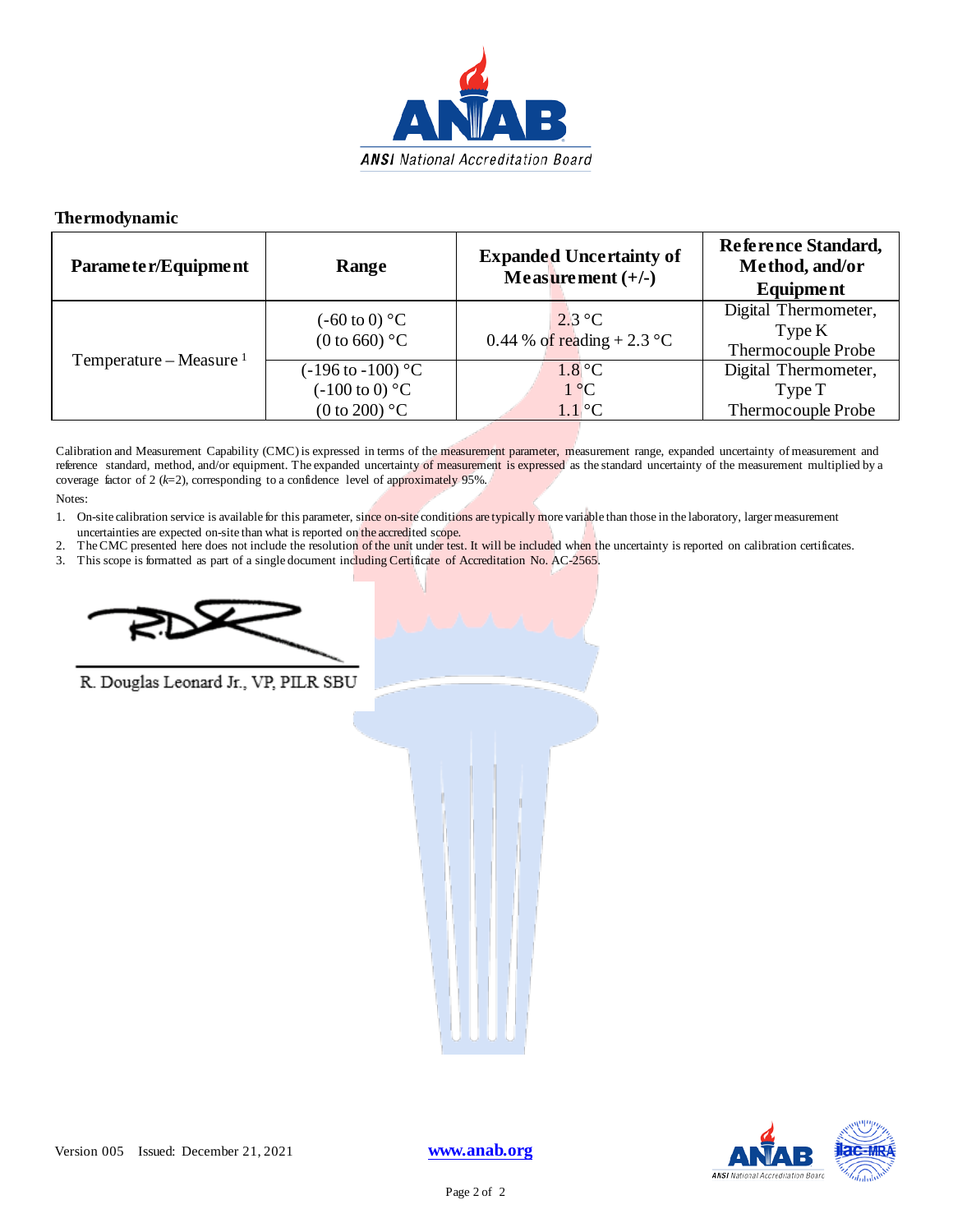## Thermodynamic

| Parameter/Equipment | Range | Expanded Uncertainty of Measurement (+/-) | Reference Standard, Method, and/or Equipment |
|---|---|---|---|
| Temperature – Measure [1] | (-60 to 0) °C<br>(0 to 660) °C | 2.3 °C<br>0.44 % of reading + 2.3 °C | Digital Thermometer, Type K Thermocouple Probe |
| | (-196 to -100) °C<br>(-100 to 0) °C<br>(0 to 200) °C | 1.8 °C<br>1 °C<br>1.1 °C | Digital Thermometer, Type T Thermocouple Probe |

Calibration and Measurement Capability (CMC) is expressed in terms of the measurement parameter, measurement range, expanded uncertainty of measurement and reference standard, method, and/or equipment. The expanded uncertainty of measurement is expressed as the standard uncertainty of the measurement multiplied by a coverage factor of 2 ($k$=2), corresponding to a confidence level of approximately 95%.

Notes:

1. On-site calibration service is available for this parameter, since on-site conditions are typically more variable than those in the laboratory, larger measurement uncertainties are expected on-site than what is reported on the accredited scope.
2. The CMC presented here does not include the resolution of the unit under test. It will be included when the uncertainty is reported on calibration certificates.
3. This scope is formatted as part of a single document including Certificate of Accreditation No. AC-2565.

R. Douglas Leonard Jr., VP, PILR SBU

Version 005 Issued: December 21, 2021

www.anab.org